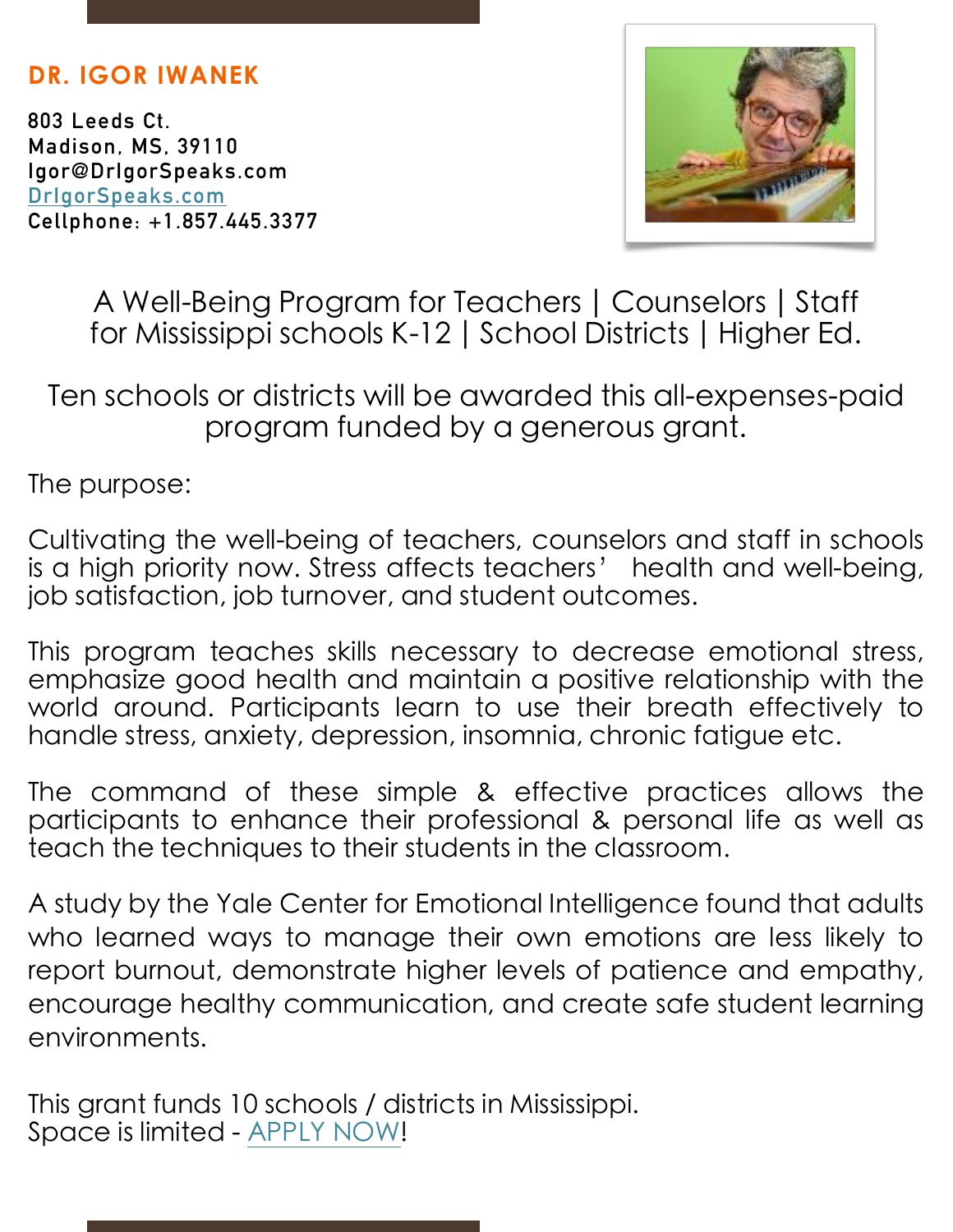## DR. IGOR IWANEK

803 Leeds Ct.
Madison, MS, 39110
Igor@DrIgorSpeaks.com
[DrIgorSpeaks.com](DrIgorSpeaks.com)
Cellphone: +1.857.445.3377

A Well-Being Program for Teachers | Counselors | Staff
for Mississippi schools K-12 | School Districts | Higher Ed.

Ten schools or districts will be awarded this all-expenses-paid program funded by a generous grant.

The purpose:

Cultivating the well-being of teachers, counselors and staff in schools is a high priority now. Stress affects teachers' health and well-being, job satisfaction, job turnover, and student outcomes.

This program teaches skills necessary to decrease emotional stress, emphasize good health and maintain a positive relationship with the world around. Participants learn to use their breath effectively to handle stress, anxiety, depression, insomnia, chronic fatigue etc.

The command of these simple & effective practices allows the participants to enhance their professional & personal life as well as teach the techniques to their students in the classroom.

A study by the Yale Center for Emotional Intelligence found that adults who learned ways to manage their own emotions are less likely to report burnout, demonstrate higher levels of patience and empathy, encourage healthy communication, and create safe student learning environments.

This grant funds 10 schools / districts in Mississippi.
Space is limited - APPLY NOW!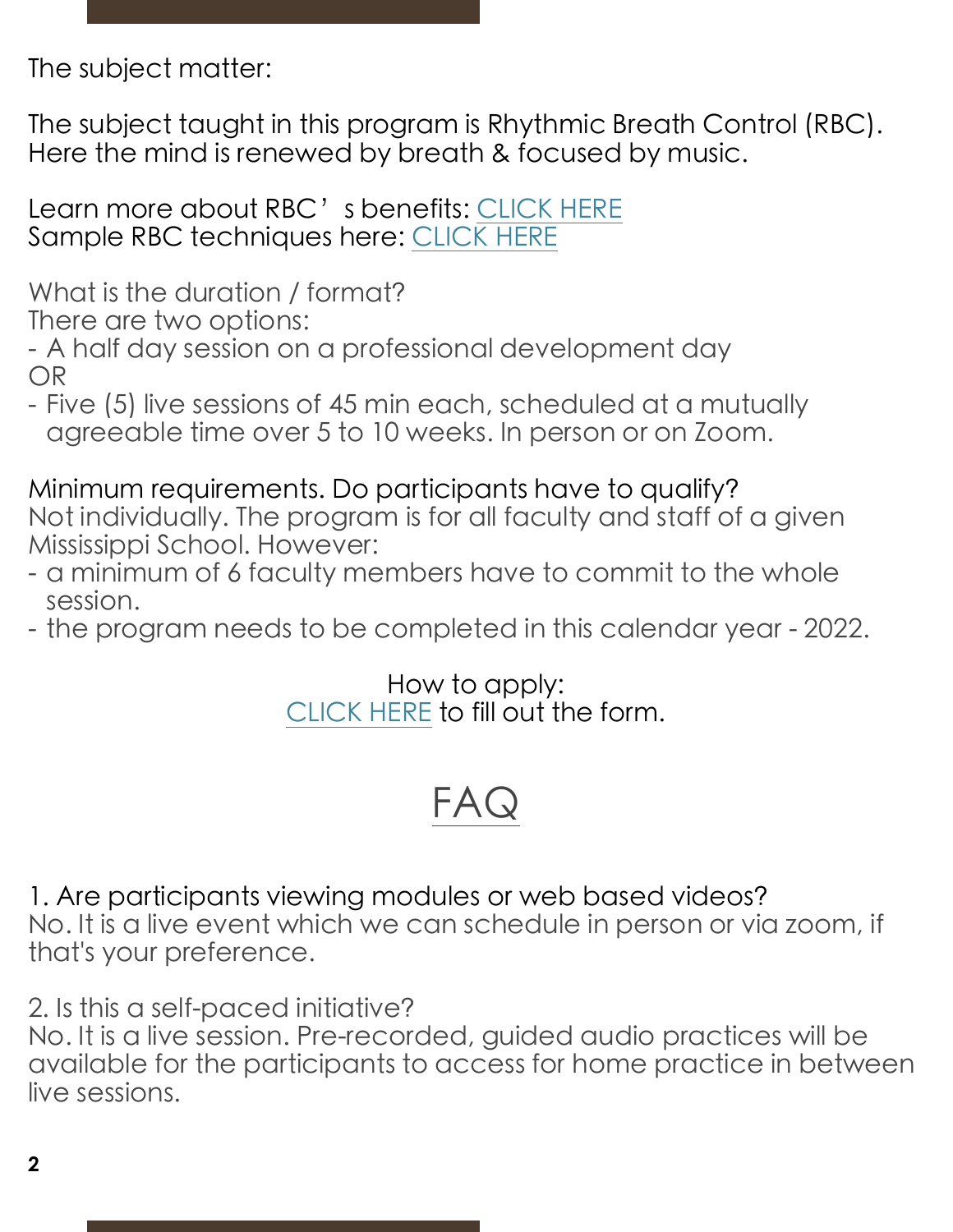The subject matter:

The subject taught in this program is Rhythmic Breath Control (RBC). Here the mind is renewed by breath & focused by music.

Learn more about RBC's benefits: CLICK HERE
Sample RBC techniques here: CLICK HERE

What is the duration / format?
There are two options:

- A half day session on a professional development day

OR

- Five (5) live sessions of 45 min each, scheduled at a mutually agreeable time over 5 to 10 weeks. In person or on Zoom.

Minimum requirements. Do participants have to qualify?
Not individually. The program is for all faculty and staff of a given Mississippi School. However:

- a minimum of 6 faculty members have to commit to the whole session.
- the program needs to be completed in this calendar year - 2022.

How to apply:
CLICK HERE to fill out the form.

# FAQ

1. Are participants viewing modules or web based videos?
No. It is a live event which we can schedule in person or via zoom, if that's your preference.

2. Is this a self-paced initiative?
No. It is a live session. Pre-recorded, guided audio practices will be available for the participants to access for home practice in between live sessions.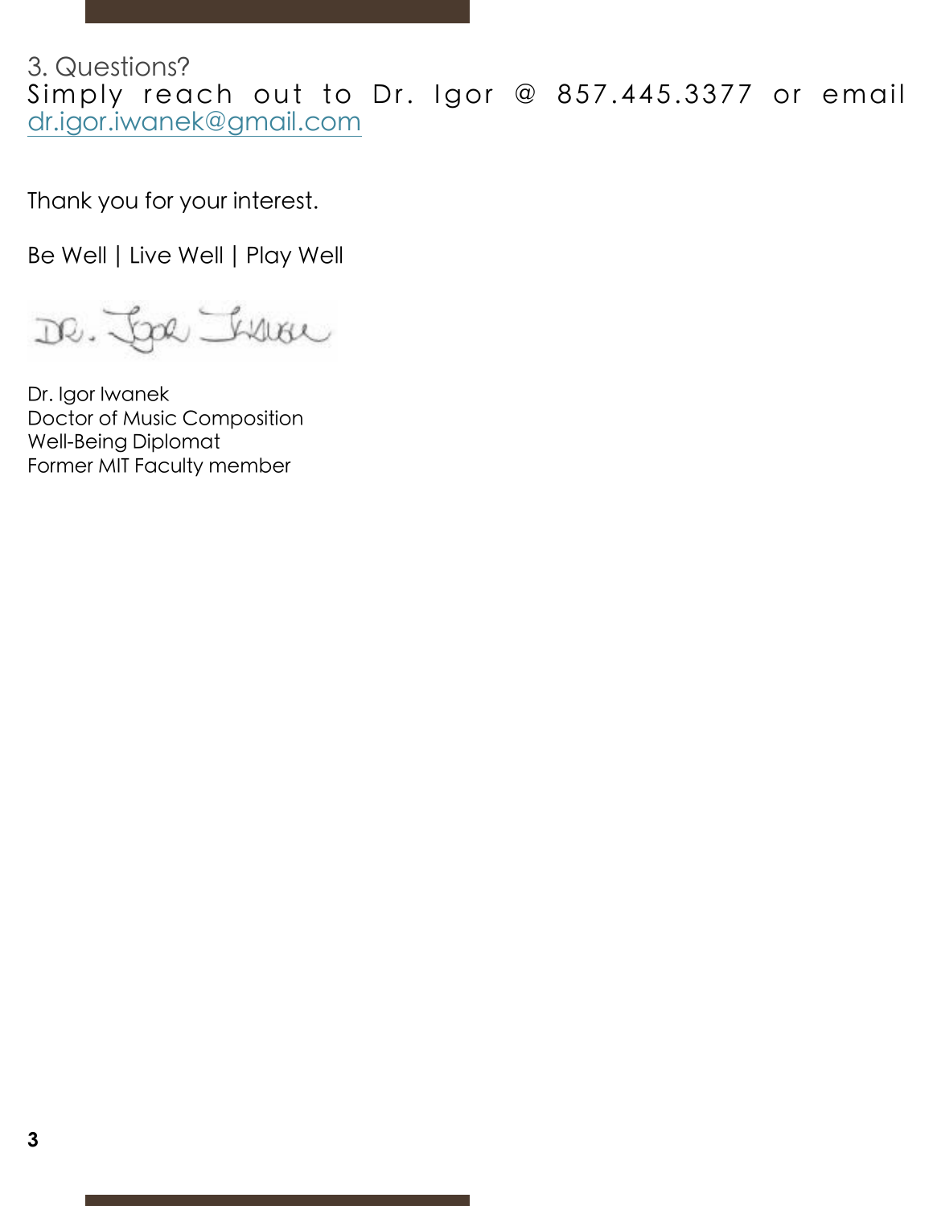3. Questions?

Simply reach out to Dr. Igor @ 857.445.3377 or email [dr.igor.iwanek@gmail.com](mailto:dr.igor.iwanek@gmail.com)

Thank you for your interest.

Be Well | Live Well | Play Well

Dr. Igor Iwanek
Doctor of Music Composition
Well-Being Diplomat
Former MIT Faculty member